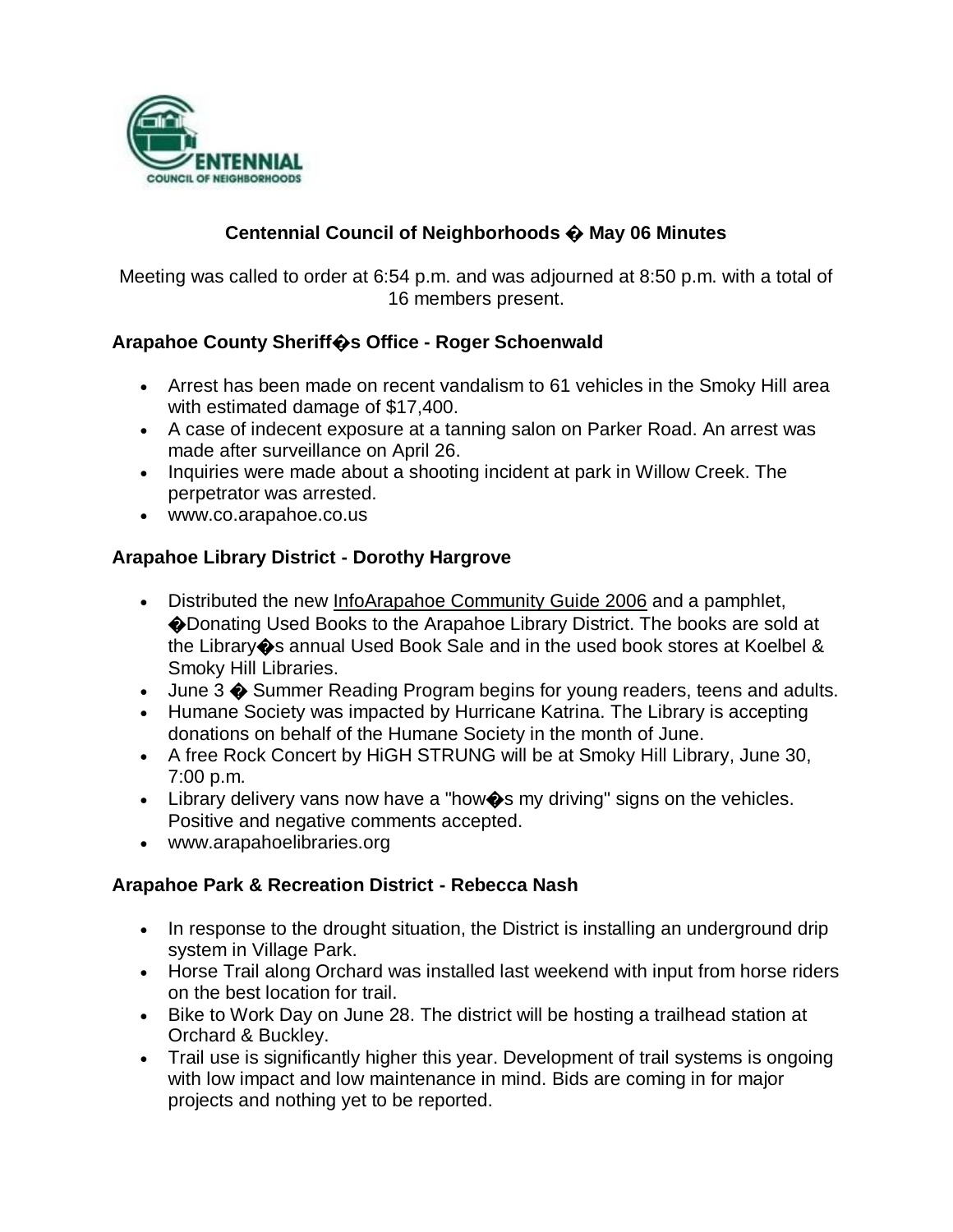# Centennial Council of Neighborhoods � May 06 Minutes

Meeting was called to order at 6:54 p.m. and was adjourned at 8:50 p.m. with a total of 16 members present.

### Arapahoe County Sheriff�s Office - Roger Schoenwald

- Arrest has been made on recent vandalism to 61 vehicles in the Smoky Hill area with estimated damage of $17,400.
- A case of indecent exposure at a tanning salon on Parker Road. An arrest was made after surveillance on April 26.
- Inquiries were made about a shooting incident at park in Willow Creek. The perpetrator was arrested.
- www.co.arapahoe.co.us

### Arapahoe Library District - Dorothy Hargrove

- Distributed the new InfoArapahoe Community Guide 2006 and a pamphlet, �Donating Used Books to the Arapahoe Library District. The books are sold at the Library�s annual Used Book Sale and in the used book stores at Koelbel & Smoky Hill Libraries.
- June 3 � Summer Reading Program begins for young readers, teens and adults.
- Humane Society was impacted by Hurricane Katrina. The Library is accepting donations on behalf of the Humane Society in the month of June.
- A free Rock Concert by HiGH STRUNG will be at Smoky Hill Library, June 30, 7:00 p.m.
- Library delivery vans now have a "how�s my driving" signs on the vehicles. Positive and negative comments accepted.
- www.arapahoelibraries.org

### Arapahoe Park & Recreation District - Rebecca Nash

- In response to the drought situation, the District is installing an underground drip system in Village Park.
- Horse Trail along Orchard was installed last weekend with input from horse riders on the best location for trail.
- Bike to Work Day on June 28. The district will be hosting a trailhead station at Orchard & Buckley.
- Trail use is significantly higher this year. Development of trail systems is ongoing with low impact and low maintenance in mind. Bids are coming in for major projects and nothing yet to be reported.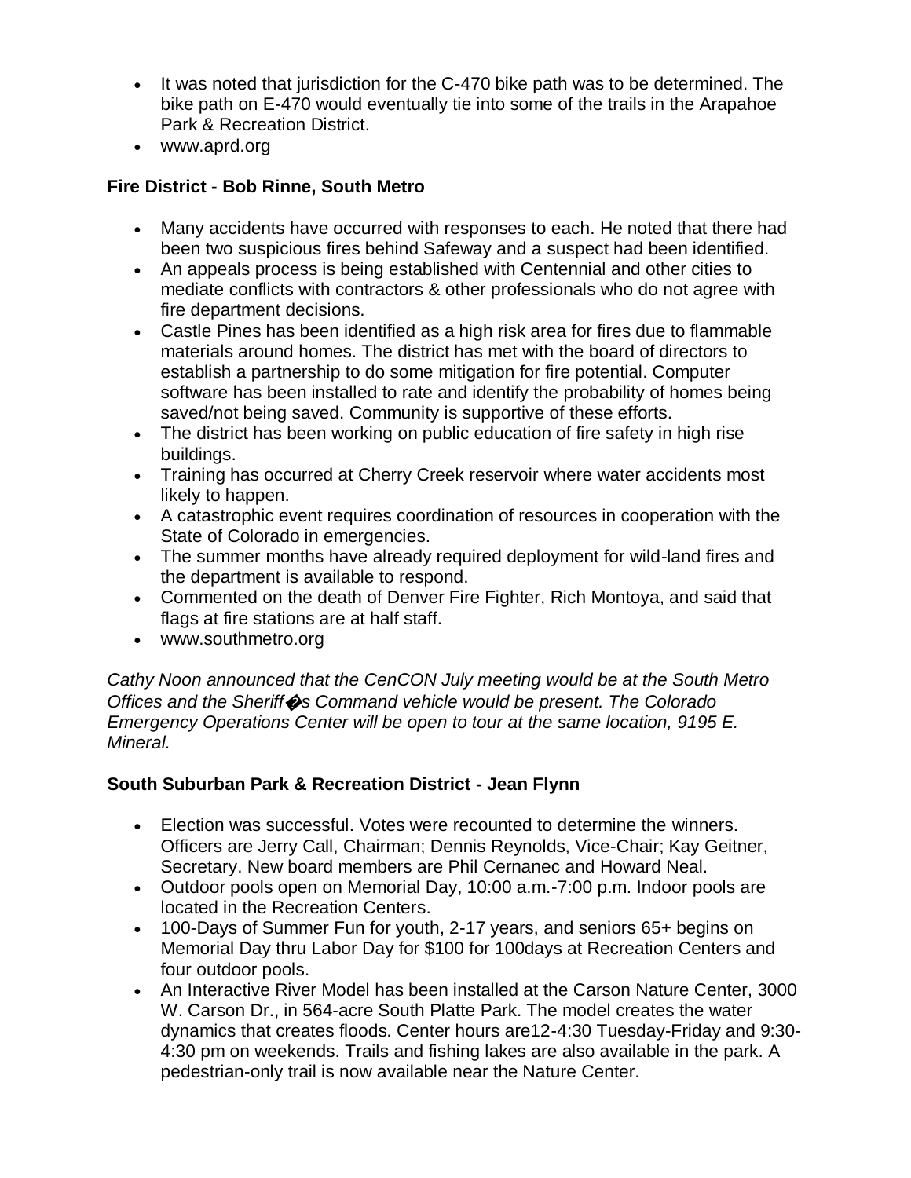- It was noted that jurisdiction for the C-470 bike path was to be determined. The bike path on E-470 would eventually tie into some of the trails in the Arapahoe Park & Recreation District.
- www.aprd.org

### Fire District - Bob Rinne, South Metro

- Many accidents have occurred with responses to each. He noted that there had been two suspicious fires behind Safeway and a suspect had been identified.
- An appeals process is being established with Centennial and other cities to mediate conflicts with contractors & other professionals who do not agree with fire department decisions.
- Castle Pines has been identified as a high risk area for fires due to flammable materials around homes. The district has met with the board of directors to establish a partnership to do some mitigation for fire potential. Computer software has been installed to rate and identify the probability of homes being saved/not being saved. Community is supportive of these efforts.
- The district has been working on public education of fire safety in high rise buildings.
- Training has occurred at Cherry Creek reservoir where water accidents most likely to happen.
- A catastrophic event requires coordination of resources in cooperation with the State of Colorado in emergencies.
- The summer months have already required deployment for wild-land fires and the department is available to respond.
- Commented on the death of Denver Fire Fighter, Rich Montoya, and said that flags at fire stations are at half staff.
- www.southmetro.org

*Cathy Noon announced that the CenCON July meeting would be at the South Metro Offices and the Sheriff�s Command vehicle would be present. The Colorado Emergency Operations Center will be open to tour at the same location, 9195 E. Mineral.*

### South Suburban Park & Recreation District - Jean Flynn

- Election was successful. Votes were recounted to determine the winners. Officers are Jerry Call, Chairman; Dennis Reynolds, Vice-Chair; Kay Geitner, Secretary. New board members are Phil Cernanec and Howard Neal.
- Outdoor pools open on Memorial Day, 10:00 a.m.-7:00 p.m. Indoor pools are located in the Recreation Centers.
- 100-Days of Summer Fun for youth, 2-17 years, and seniors 65+ begins on Memorial Day thru Labor Day for $100 for 100days at Recreation Centers and four outdoor pools.
- An Interactive River Model has been installed at the Carson Nature Center, 3000 W. Carson Dr., in 564-acre South Platte Park. The model creates the water dynamics that creates floods. Center hours are12-4:30 Tuesday-Friday and 9:30-4:30 pm on weekends. Trails and fishing lakes are also available in the park. A pedestrian-only trail is now available near the Nature Center.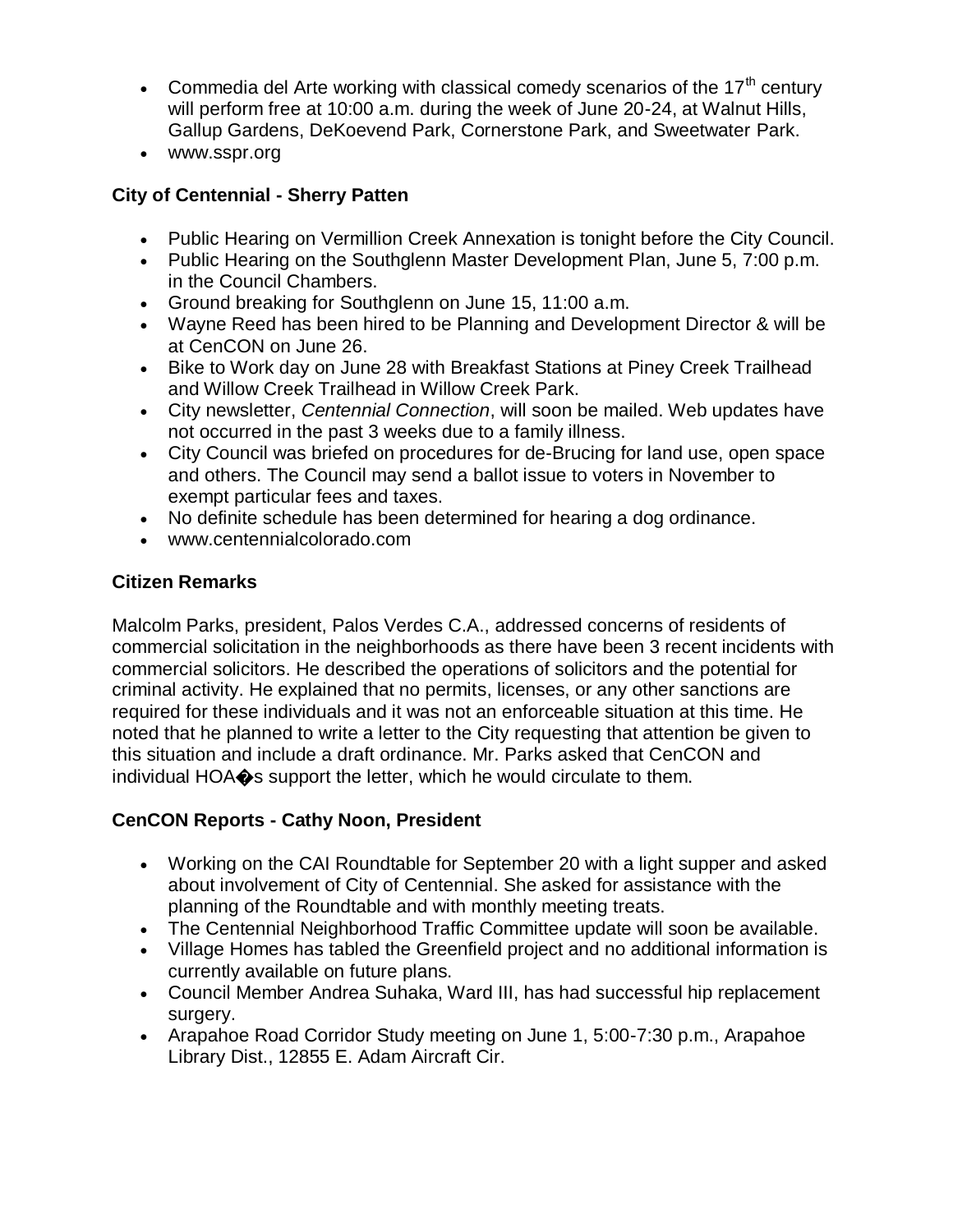- Commedia del Arte working with classical comedy scenarios of the 17th century will perform free at 10:00 a.m. during the week of June 20-24, at Walnut Hills, Gallup Gardens, DeKoevend Park, Cornerstone Park, and Sweetwater Park.
- www.sspr.org

### City of Centennial - Sherry Patten

- Public Hearing on Vermillion Creek Annexation is tonight before the City Council.
- Public Hearing on the Southglenn Master Development Plan, June 5, 7:00 p.m. in the Council Chambers.
- Ground breaking for Southglenn on June 15, 11:00 a.m.
- Wayne Reed has been hired to be Planning and Development Director & will be at CenCON on June 26.
- Bike to Work day on June 28 with Breakfast Stations at Piney Creek Trailhead and Willow Creek Trailhead in Willow Creek Park.
- City newsletter, *Centennial Connection*, will soon be mailed. Web updates have not occurred in the past 3 weeks due to a family illness.
- City Council was briefed on procedures for de-Brucing for land use, open space and others. The Council may send a ballot issue to voters in November to exempt particular fees and taxes.
- No definite schedule has been determined for hearing a dog ordinance.
- www.centennialcolorado.com

### Citizen Remarks

Malcolm Parks, president, Palos Verdes C.A., addressed concerns of residents of commercial solicitation in the neighborhoods as there have been 3 recent incidents with commercial solicitors. He described the operations of solicitors and the potential for criminal activity. He explained that no permits, licenses, or any other sanctions are required for these individuals and it was not an enforceable situation at this time. He noted that he planned to write a letter to the City requesting that attention be given to this situation and include a draft ordinance. Mr. Parks asked that CenCON and individual HOA�s support the letter, which he would circulate to them.

### CenCON Reports - Cathy Noon, President

- Working on the CAI Roundtable for September 20 with a light supper and asked about involvement of City of Centennial. She asked for assistance with the planning of the Roundtable and with monthly meeting treats.
- The Centennial Neighborhood Traffic Committee update will soon be available.
- Village Homes has tabled the Greenfield project and no additional information is currently available on future plans.
- Council Member Andrea Suhaka, Ward III, has had successful hip replacement surgery.
- Arapahoe Road Corridor Study meeting on June 1, 5:00-7:30 p.m., Arapahoe Library Dist., 12855 E. Adam Aircraft Cir.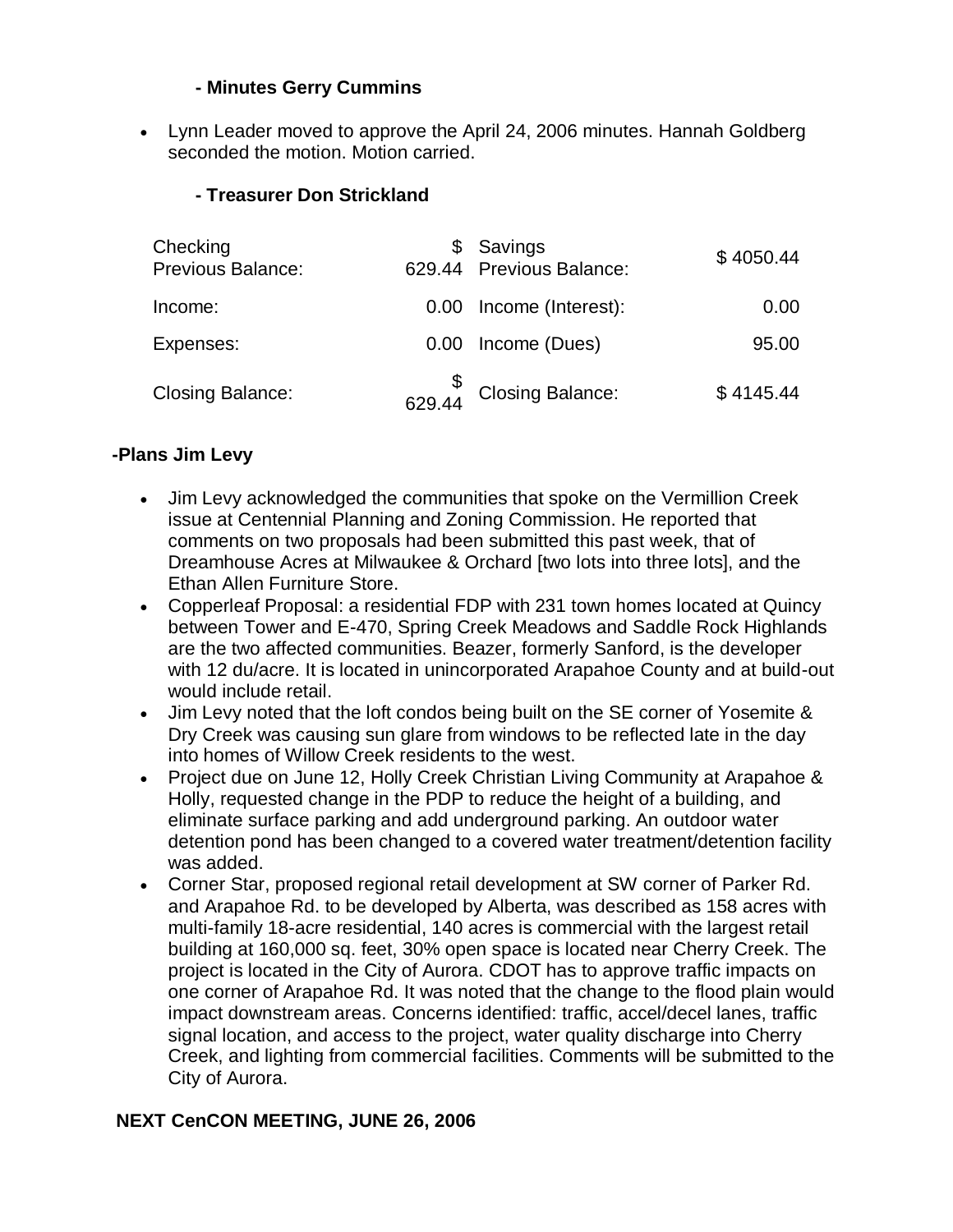### - Minutes Gerry Cummins

- Lynn Leader moved to approve the April 24, 2006 minutes. Hannah Goldberg seconded the motion. Motion carried.

### - Treasurer Don Strickland

| | | | |
|---|---|---|---|
| Checking Previous Balance: | $ 629.44 | Savings Previous Balance: | $ 4050.44 |
| Income: | 0.00 | Income (Interest): | 0.00 |
| Expenses: | 0.00 | Income (Dues) | 95.00 |
| Closing Balance: | $ 629.44 | Closing Balance: | $ 4145.44 |

### -Plans Jim Levy

- Jim Levy acknowledged the communities that spoke on the Vermillion Creek issue at Centennial Planning and Zoning Commission. He reported that comments on two proposals had been submitted this past week, that of Dreamhouse Acres at Milwaukee & Orchard [two lots into three lots], and the Ethan Allen Furniture Store.
- Copperleaf Proposal: a residential FDP with 231 town homes located at Quincy between Tower and E-470, Spring Creek Meadows and Saddle Rock Highlands are the two affected communities. Beazer, formerly Sanford, is the developer with 12 du/acre. It is located in unincorporated Arapahoe County and at build-out would include retail.
- Jim Levy noted that the loft condos being built on the SE corner of Yosemite & Dry Creek was causing sun glare from windows to be reflected late in the day into homes of Willow Creek residents to the west.
- Project due on June 12, Holly Creek Christian Living Community at Arapahoe & Holly, requested change in the PDP to reduce the height of a building, and eliminate surface parking and add underground parking. An outdoor water detention pond has been changed to a covered water treatment/detention facility was added.
- Corner Star, proposed regional retail development at SW corner of Parker Rd. and Arapahoe Rd. to be developed by Alberta, was described as 158 acres with multi-family 18-acre residential, 140 acres is commercial with the largest retail building at 160,000 sq. feet, 30% open space is located near Cherry Creek. The project is located in the City of Aurora. CDOT has to approve traffic impacts on one corner of Arapahoe Rd. It was noted that the change to the flood plain would impact downstream areas. Concerns identified: traffic, accel/decel lanes, traffic signal location, and access to the project, water quality discharge into Cherry Creek, and lighting from commercial facilities. Comments will be submitted to the City of Aurora.

### NEXT CenCON MEETING, JUNE 26, 2006